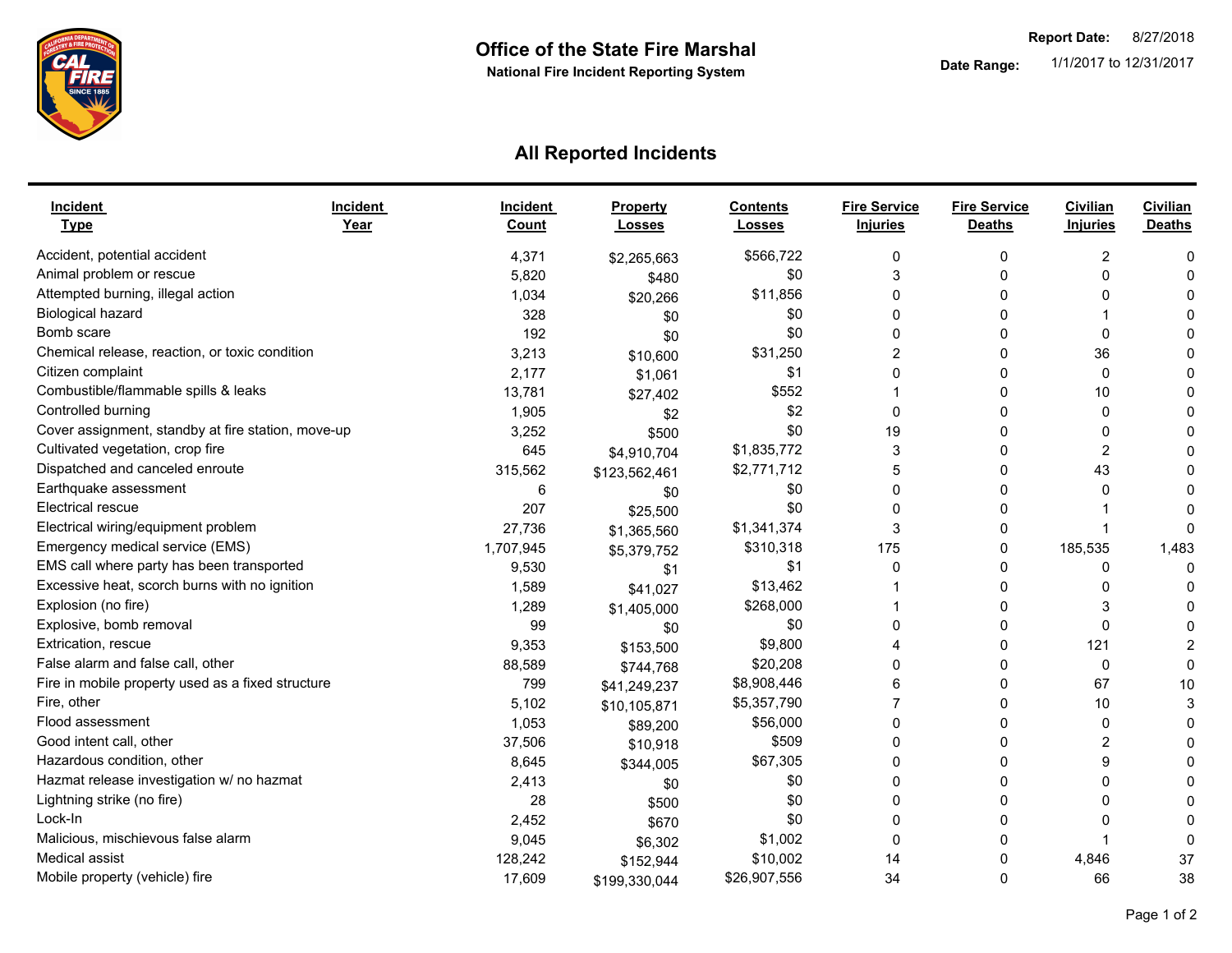# Office of the State Fire Marshal

**National Fire Incident Reporting System**

**Report Date:** 8/27/2018

**Date Range:** 1/1/2017 to 12/31/2017

## All Reported Incidents

| Incident Type | Incident Year | Incident Count | Property Losses | Contents Losses | Fire Service Injuries | Fire Service Deaths | Civilian Injuries | Civilian Deaths |
|---|---|---|---|---|---|---|---|---|
| Accident, potential accident | | 4,371 | $2,265,663 | $566,722 | 0 | 0 | 2 | 0 |
| Animal problem or rescue | | 5,820 | $480 | $0 | 3 | 0 | 0 | 0 |
| Attempted burning, illegal action | | 1,034 | $20,266 | $11,856 | 0 | 0 | 0 | 0 |
| Biological hazard | | 328 | $0 | $0 | 0 | 0 | 1 | 0 |
| Bomb scare | | 192 | $0 | $0 | 0 | 0 | 0 | 0 |
| Chemical release, reaction, or toxic condition | | 3,213 | $10,600 | $31,250 | 2 | 0 | 36 | 0 |
| Citizen complaint | | 2,177 | $1,061 | $1 | 0 | 0 | 0 | 0 |
| Combustible/flammable spills & leaks | | 13,781 | $27,402 | $552 | 1 | 0 | 10 | 0 |
| Controlled burning | | 1,905 | $2 | $2 | 0 | 0 | 0 | 0 |
| Cover assignment, standby at fire station, move-up | | 3,252 | $500 | $0 | 19 | 0 | 0 | 0 |
| Cultivated vegetation, crop fire | | 645 | $4,910,704 | $1,835,772 | 3 | 0 | 2 | 0 |
| Dispatched and canceled enroute | | 315,562 | $123,562,461 | $2,771,712 | 5 | 0 | 43 | 0 |
| Earthquake assessment | | 6 | $0 | $0 | 0 | 0 | 0 | 0 |
| Electrical rescue | | 207 | $25,500 | $0 | 0 | 0 | 1 | 0 |
| Electrical wiring/equipment problem | | 27,736 | $1,365,560 | $1,341,374 | 3 | 0 | 1 | 0 |
| Emergency medical service (EMS) | | 1,707,945 | $5,379,752 | $310,318 | 175 | 0 | 185,535 | 1,483 |
| EMS call where party has been transported | | 9,530 | $1 | $1 | 0 | 0 | 0 | 0 |
| Excessive heat, scorch burns with no ignition | | 1,589 | $41,027 | $13,462 | 1 | 0 | 0 | 0 |
| Explosion (no fire) | | 1,289 | $1,405,000 | $268,000 | 1 | 0 | 3 | 0 |
| Explosive, bomb removal | | 99 | $0 | $0 | 0 | 0 | 0 | 0 |
| Extrication, rescue | | 9,353 | $153,500 | $9,800 | 4 | 0 | 121 | 2 |
| False alarm and false call, other | | 88,589 | $744,768 | $20,208 | 0 | 0 | 0 | 0 |
| Fire in mobile property used as a fixed structure | | 799 | $41,249,237 | $8,908,446 | 6 | 0 | 67 | 10 |
| Fire, other | | 5,102 | $10,105,871 | $5,357,790 | 7 | 0 | 10 | 3 |
| Flood assessment | | 1,053 | $89,200 | $56,000 | 0 | 0 | 0 | 0 |
| Good intent call, other | | 37,506 | $10,918 | $509 | 0 | 0 | 2 | 0 |
| Hazardous condition, other | | 8,645 | $344,005 | $67,305 | 0 | 0 | 9 | 0 |
| Hazmat release investigation w/ no hazmat | | 2,413 | $0 | $0 | 0 | 0 | 0 | 0 |
| Lightning strike (no fire) | | 28 | $500 | $0 | 0 | 0 | 0 | 0 |
| Lock-In | | 2,452 | $670 | $0 | 0 | 0 | 0 | 0 |
| Malicious, mischievous false alarm | | 9,045 | $6,302 | $1,002 | 0 | 0 | 1 | 0 |
| Medical assist | | 128,242 | $152,944 | $10,002 | 14 | 0 | 4,846 | 37 |
| Mobile property (vehicle) fire | | 17,609 | $199,330,044 | $26,907,556 | 34 | 0 | 66 | 38 |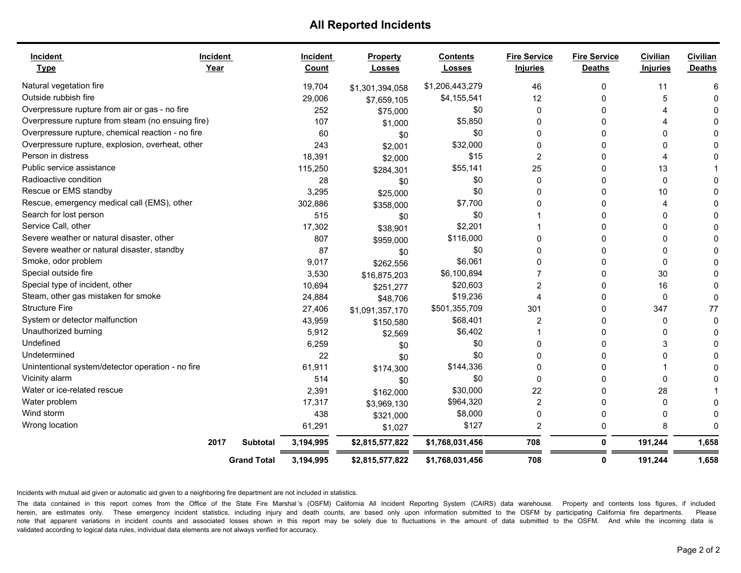## All Reported Incidents

| Incident Type | Incident Year | Incident Count | Property Losses | Contents Losses | Fire Service Injuries | Fire Service Deaths | Civilian Injuries | Civilian Deaths |
|---|---|---|---|---|---|---|---|---|
| Natural vegetation fire | | 19,704 | $1,301,394,058 | $1,206,443,279 | 46 | 0 | 11 | 6 |
| Outside rubbish fire | | 29,006 | $7,659,105 | $4,155,541 | 12 | 0 | 5 | 0 |
| Overpressure rupture from air or gas - no fire | | 252 | $75,000 | $0 | 0 | 0 | 4 | 0 |
| Overpressure rupture from steam (no ensuing fire) | | 107 | $1,000 | $5,850 | 0 | 0 | 4 | 0 |
| Overpressure rupture, chemical reaction - no fire | | 60 | $0 | $0 | 0 | 0 | 0 | 0 |
| Overpressure rupture, explosion, overheat, other | | 243 | $2,001 | $32,000 | 0 | 0 | 0 | 0 |
| Person in distress | | 18,391 | $2,000 | $15 | 2 | 0 | 4 | 0 |
| Public service assistance | | 115,250 | $284,301 | $55,141 | 25 | 0 | 13 | 1 |
| Radioactive condition | | 28 | $0 | $0 | 0 | 0 | 0 | 0 |
| Rescue or EMS standby | | 3,295 | $25,000 | $0 | 0 | 0 | 10 | 0 |
| Rescue, emergency medical call (EMS), other | | 302,886 | $358,000 | $7,700 | 0 | 0 | 4 | 0 |
| Search for lost person | | 515 | $0 | $0 | 1 | 0 | 0 | 0 |
| Service Call, other | | 17,302 | $38,901 | $2,201 | 1 | 0 | 0 | 0 |
| Severe weather or natural disaster, other | | 807 | $959,000 | $116,000 | 0 | 0 | 0 | 0 |
| Severe weather or natural disaster, standby | | 87 | $0 | $0 | 0 | 0 | 0 | 0 |
| Smoke, odor problem | | 9,017 | $262,556 | $6,061 | 0 | 0 | 0 | 0 |
| Special outside fire | | 3,530 | $16,875,203 | $6,100,894 | 7 | 0 | 30 | 0 |
| Special type of incident, other | | 10,694 | $251,277 | $20,603 | 2 | 0 | 16 | 0 |
| Steam, other gas mistaken for smoke | | 24,884 | $48,706 | $19,236 | 4 | 0 | 0 | 0 |
| Structure Fire | | 27,406 | $1,091,357,170 | $501,355,709 | 301 | 0 | 347 | 77 |
| System or detector malfunction | | 43,959 | $150,580 | $68,401 | 2 | 0 | 0 | 0 |
| Unauthorized burning | | 5,912 | $2,569 | $6,402 | 1 | 0 | 0 | 0 |
| Undefined | | 6,259 | $0 | $0 | 0 | 0 | 3 | 0 |
| Undetermined | | 22 | $0 | $0 | 0 | 0 | 0 | 0 |
| Unintentional system/detector operation - no fire | | 61,911 | $174,300 | $144,336 | 0 | 0 | 1 | 0 |
| Vicinity alarm | | 514 | $0 | $0 | 0 | 0 | 0 | 0 |
| Water or ice-related rescue | | 2,391 | $162,000 | $30,000 | 22 | 0 | 28 | 1 |
| Water problem | | 17,317 | $3,969,130 | $964,320 | 2 | 0 | 0 | 0 |
| Wind storm | | 438 | $321,000 | $8,000 | 0 | 0 | 0 | 0 |
| Wrong location | | 61,291 | $1,027 | $127 | 2 | 0 | 8 | 0 |
| | **2017 Subtotal** | **3,194,995** | **$2,815,577,822** | **$1,768,031,456** | **708** | **0** | **191,244** | **1,658** |
| | **Grand Total** | **3,194,995** | **$2,815,577,822** | **$1,768,031,456** | **708** | **0** | **191,244** | **1,658** |

Incidents with mutual aid given or automatic aid given to a neighboring fire department are not included in statistics.

The data contained in this report comes from the Office of the State Fire Marshal's (OSFM) California All Incident Reporting System (CAIRS) data warehouse. Property and contents loss figures, if included herein, are estimates only. These emergency incident statistics, including injury and death counts, are based only upon information submitted to the OSFM by participating California fire departments. Please note that apparent variations in incident counts and associated losses shown in this report may be solely due to fluctuations in the amount of data submitted to the OSFM. And while the incoming data is validated according to logical data rules, individual data elements are not always verified for accuracy.